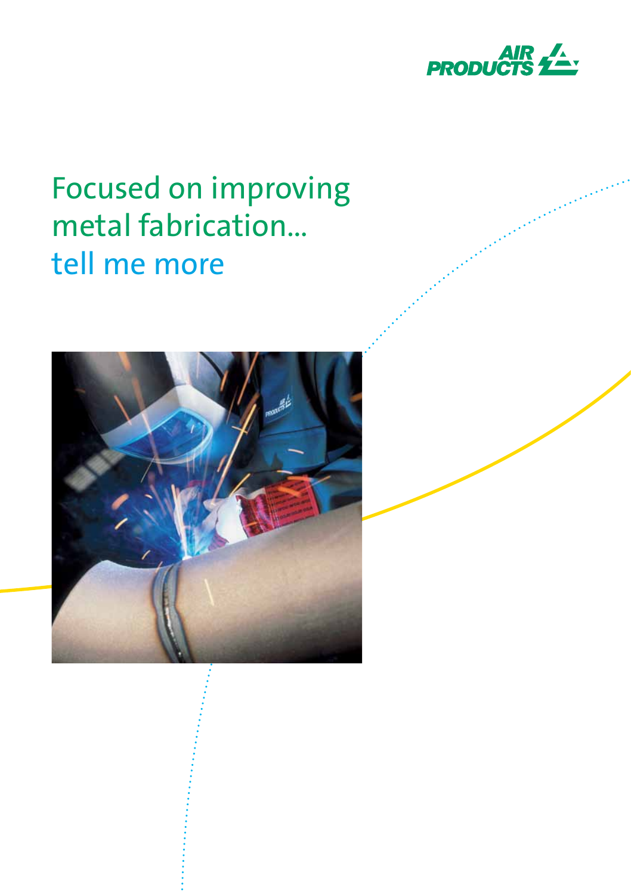AIR PRODUCTS

# Focused on improving metal fabrication... tell me more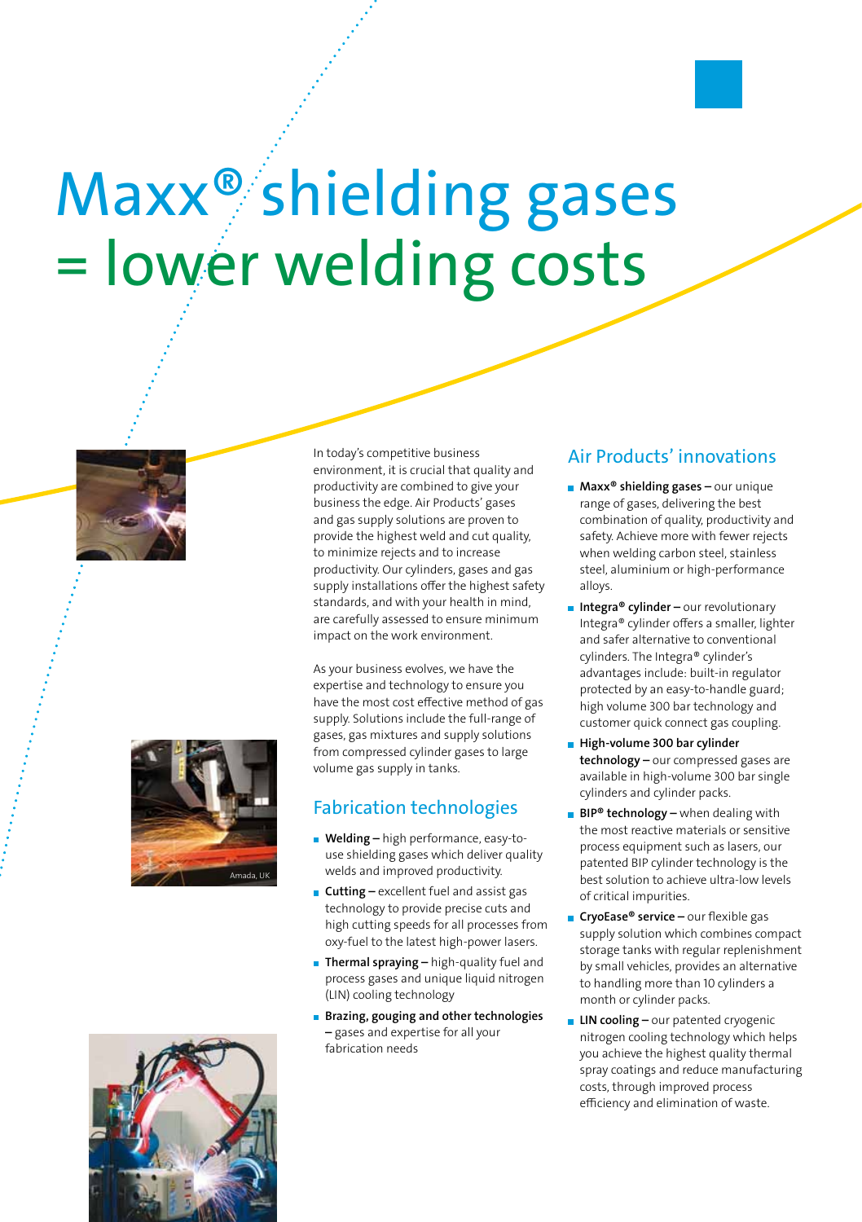# Maxx® shielding gases = lower welding costs

Amada, UK

In today's competitive business environment, it is crucial that quality and productivity are combined to give your business the edge. Air Products' gases and gas supply solutions are proven to provide the highest weld and cut quality, to minimize rejects and to increase productivity. Our cylinders, gases and gas supply installations offer the highest safety standards, and with your health in mind, are carefully assessed to ensure minimum impact on the work environment.

As your business evolves, we have the expertise and technology to ensure you have the most cost effective method of gas supply. Solutions include the full-range of gases, gas mixtures and supply solutions from compressed cylinder gases to large volume gas supply in tanks.

## Fabrication technologies

- **Welding** – high performance, easy-to-use shielding gases which deliver quality welds and improved productivity.
- **Cutting** – excellent fuel and assist gas technology to provide precise cuts and high cutting speeds for all processes from oxy-fuel to the latest high-power lasers.
- **Thermal spraying** – high-quality fuel and process gases and unique liquid nitrogen (LIN) cooling technology
- **Brazing, gouging and other technologies** – gases and expertise for all your fabrication needs

## Air Products' innovations

- **Maxx® shielding gases** – our unique range of gases, delivering the best combination of quality, productivity and safety. Achieve more with fewer rejects when welding carbon steel, stainless steel, aluminium or high-performance alloys.
- **Integra® cylinder** – our revolutionary Integra® cylinder offers a smaller, lighter and safer alternative to conventional cylinders. The Integra® cylinder's advantages include: built-in regulator protected by an easy-to-handle guard; high volume 300 bar technology and customer quick connect gas coupling.
- **High-volume 300 bar cylinder technology** – our compressed gases are available in high-volume 300 bar single cylinders and cylinder packs.
- **BIP® technology** – when dealing with the most reactive materials or sensitive process equipment such as lasers, our patented BIP cylinder technology is the best solution to achieve ultra-low levels of critical impurities.
- **CryoEase® service** – our flexible gas supply solution which combines compact storage tanks with regular replenishment by small vehicles, provides an alternative to handling more than 10 cylinders a month or cylinder packs.
- **LIN cooling** – our patented cryogenic nitrogen cooling technology which helps you achieve the highest quality thermal spray coatings and reduce manufacturing costs, through improved process efficiency and elimination of waste.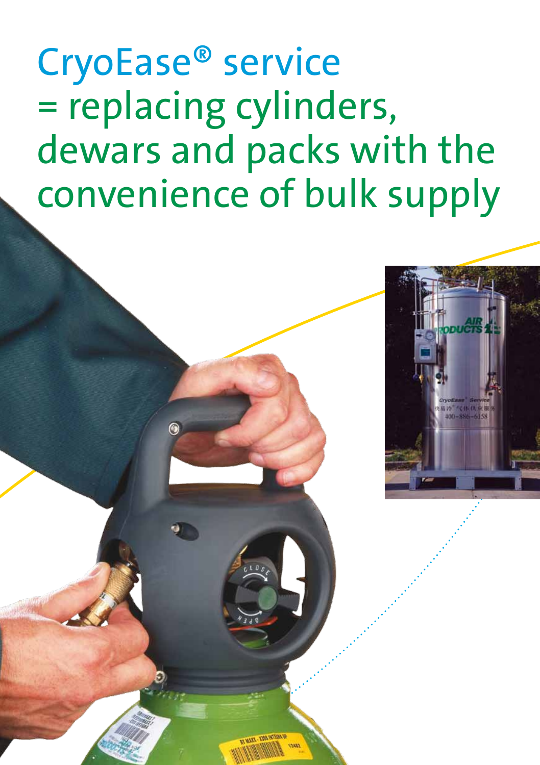# CryoEase® service = replacing cylinders, dewars and packs with the convenience of bulk supply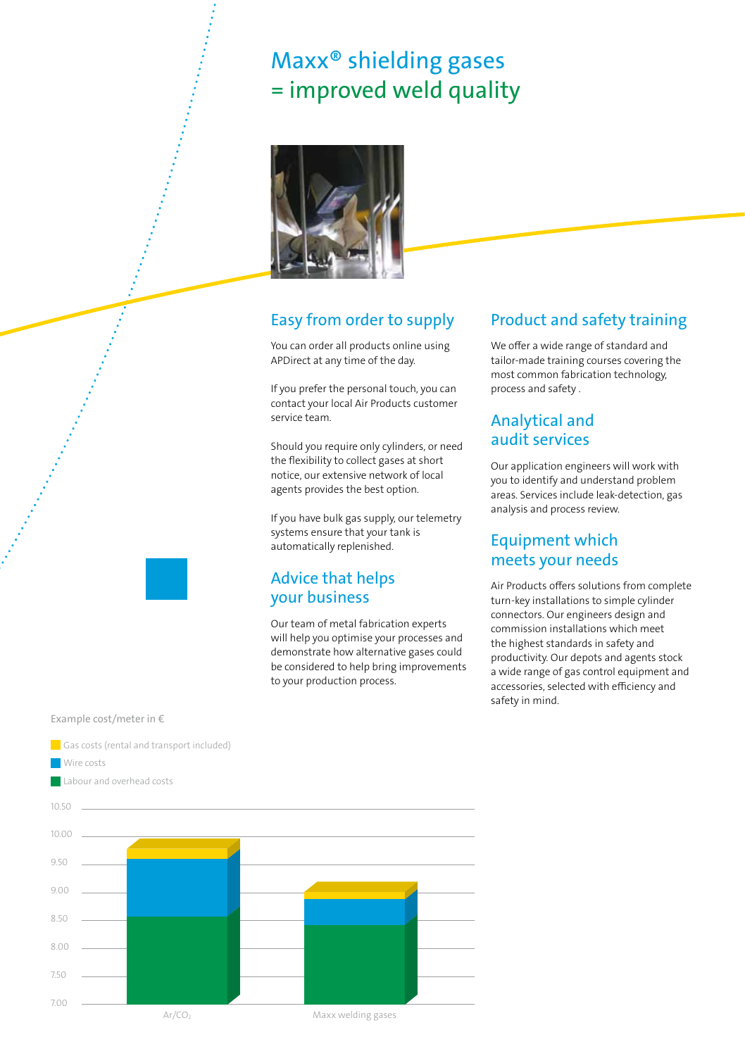# Maxx® shielding gases = improved weld quality

## Easy from order to supply

You can order all products online using APDirect at any time of the day.

If you prefer the personal touch, you can contact your local Air Products customer service team.

Should you require only cylinders, or need the flexibility to collect gases at short notice, our extensive network of local agents provides the best option.

If you have bulk gas supply, our telemetry systems ensure that your tank is automatically replenished.

## Advice that helps your business

Our team of metal fabrication experts will help you optimise your processes and demonstrate how alternative gases could be considered to help bring improvements to your production process.

## Product and safety training

We offer a wide range of standard and tailor-made training courses covering the most common fabrication technology, process and safety .

## Analytical and audit services

Our application engineers will work with you to identify and understand problem areas. Services include leak-detection, gas analysis and process review.

## Equipment which meets your needs

Air Products offers solutions from complete turn-key installations to simple cylinder connectors. Our engineers design and commission installations which meet the highest standards in safety and productivity. Our depots and agents stock a wide range of gas control equipment and accessories, selected with efficiency and safety in mind.

Example cost/meter in €

- Gas costs (rental and transport included)
- Wire costs
- Labour and overhead costs

Chart categories: $Ar/CO_2$ and Maxx welding gases (y-axis 7.00 to 10.50)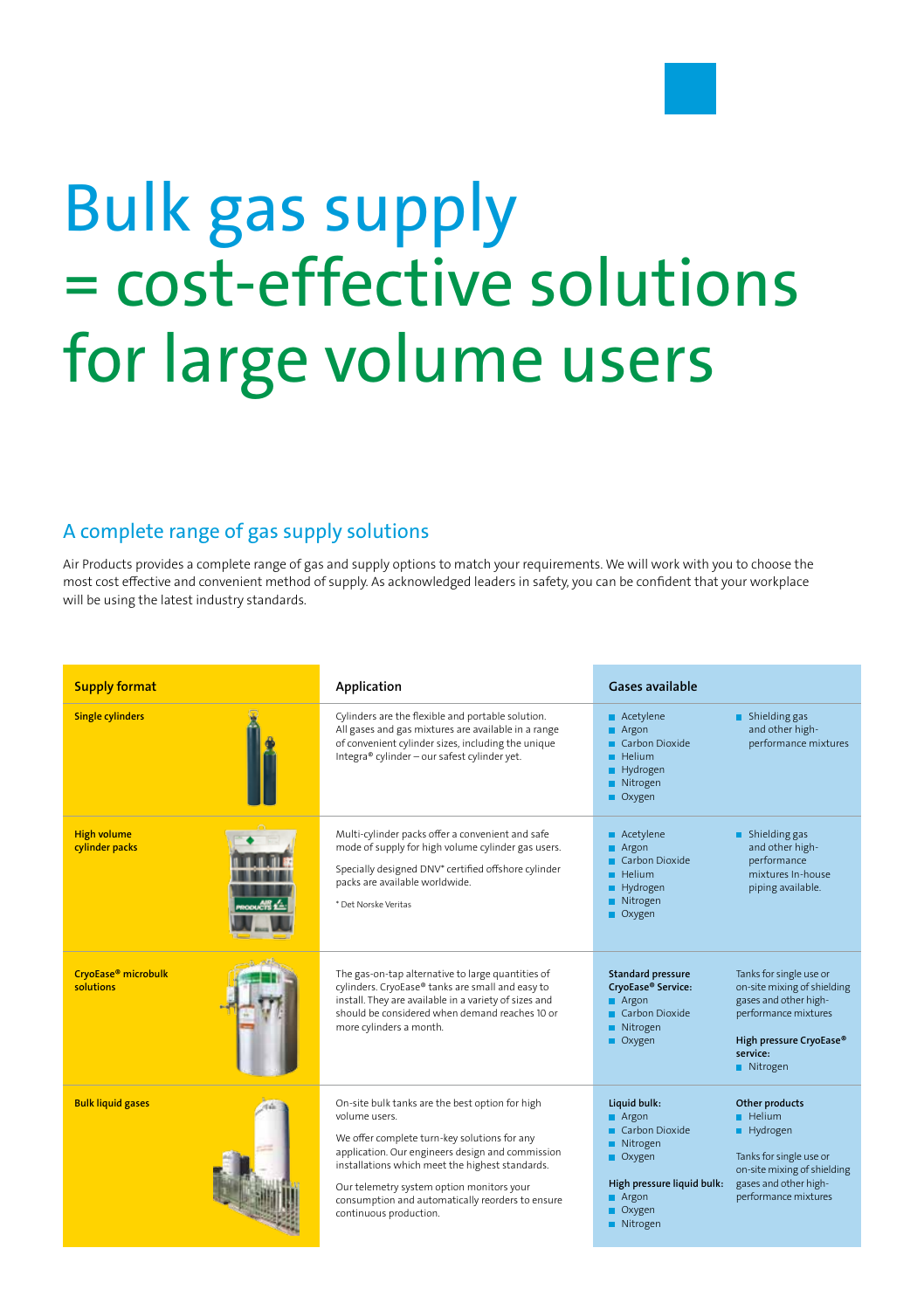# Bulk gas supply = cost-effective solutions for large volume users

## A complete range of gas supply solutions

Air Products provides a complete range of gas and supply options to match your requirements. We will work with you to choose the most cost effective and convenient method of supply. As acknowledged leaders in safety, you can be confident that your workplace will be using the latest industry standards.

| Supply format | Application | Gases available | |
|---|---|---|---|
| **Single cylinders** | Cylinders are the flexible and portable solution. All gases and gas mixtures are available in a range of convenient cylinder sizes, including the unique Integra® cylinder – our safest cylinder yet. | ■ Acetylene<br>■ Argon<br>■ Carbon Dioxide<br>■ Helium<br>■ Hydrogen<br>■ Nitrogen<br>■ Oxygen | ■ Shielding gas and other high-performance mixtures |
| **High volume cylinder packs** | Multi-cylinder packs offer a convenient and safe mode of supply for high volume cylinder gas users.<br><br>Specially designed DNV* certified offshore cylinder packs are available worldwide.<br><br>* Det Norske Veritas | ■ Acetylene<br>■ Argon<br>■ Carbon Dioxide<br>■ Helium<br>■ Hydrogen<br>■ Nitrogen<br>■ Oxygen | ■ Shielding gas and other high-performance mixtures In-house piping available. |
| **CryoEase® microbulk solutions** | The gas-on-tap alternative to large quantities of cylinders. CryoEase® tanks are small and easy to install. They are available in a variety of sizes and should be considered when demand reaches 10 or more cylinders a month. | **Standard pressure CryoEase® Service:**<br>■ Argon<br>■ Carbon Dioxide<br>■ Nitrogen<br>■ Oxygen | Tanks for single use or on-site mixing of shielding gases and other high-performance mixtures<br><br>**High pressure CryoEase® service:**<br>■ Nitrogen |
| **Bulk liquid gases** | On-site bulk tanks are the best option for high volume users.<br><br>We offer complete turn-key solutions for any application. Our engineers design and commission installations which meet the highest standards.<br><br>Our telemetry system option monitors your consumption and automatically reorders to ensure continuous production. | **Liquid bulk:**<br>■ Argon<br>■ Carbon Dioxide<br>■ Nitrogen<br>■ Oxygen<br><br>**High pressure liquid bulk:**<br>■ Argon<br>■ Oxygen<br>■ Nitrogen | **Other products**<br>■ Helium<br>■ Hydrogen<br><br>Tanks for single use or on-site mixing of shielding gases and other high-performance mixtures |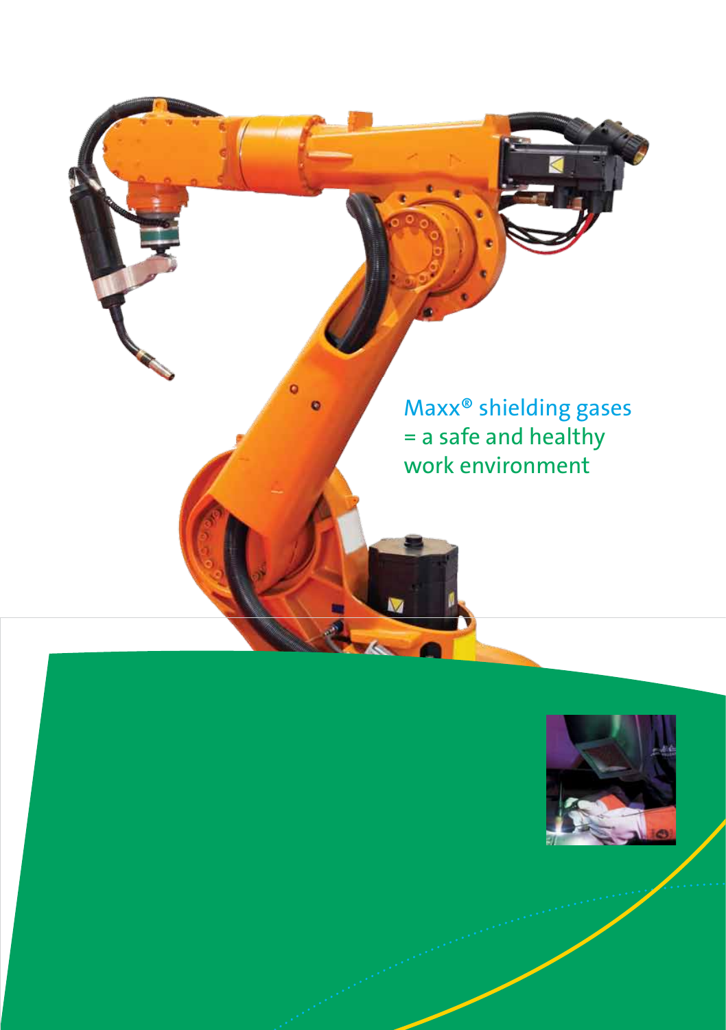Maxx® shielding gases
= a safe and healthy
work environment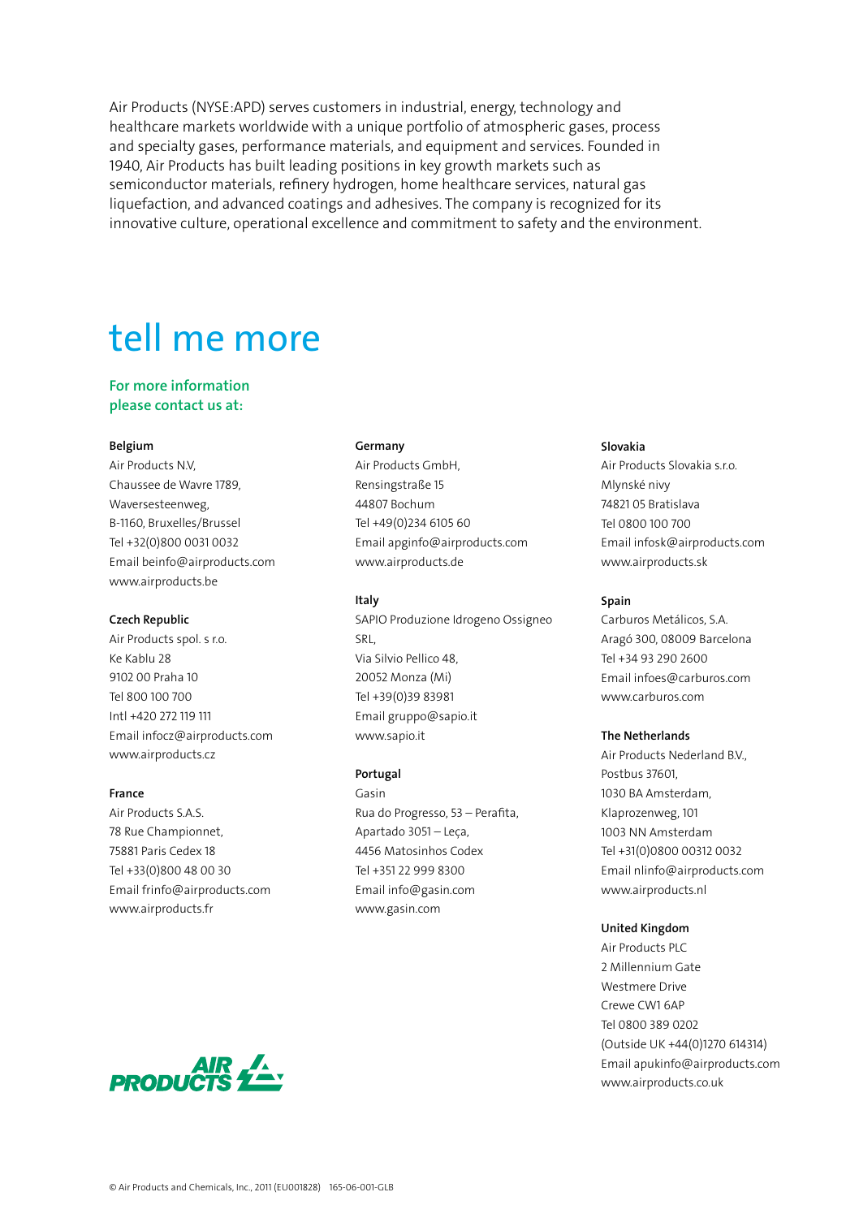Air Products (NYSE:APD) serves customers in industrial, energy, technology and healthcare markets worldwide with a unique portfolio of atmospheric gases, process and specialty gases, performance materials, and equipment and services. Founded in 1940, Air Products has built leading positions in key growth markets such as semiconductor materials, refinery hydrogen, home healthcare services, natural gas liquefaction, and advanced coatings and adhesives. The company is recognized for its innovative culture, operational excellence and commitment to safety and the environment.

# tell me more

**For more information please contact us at:**

**Belgium**
Air Products N.V,
Chaussee de Wavre 1789,
Waversesteenweg,
B-1160, Bruxelles/Brussel
Tel +32(0)800 0031 0032
Email beinfo@airproducts.com
www.airproducts.be

**Czech Republic**
Air Products spol. s r.o.
Ke Kablu 28
9102 00 Praha 10
Tel 800 100 700
Intl +420 272 119 111
Email infocz@airproducts.com
www.airproducts.cz

**France**
Air Products S.A.S.
78 Rue Championnet,
75881 Paris Cedex 18
Tel +33(0)800 48 00 30
Email frinfo@airproducts.com
www.airproducts.fr

**Germany**
Air Products GmbH,
Rensingstraße 15
44807 Bochum
Tel +49(0)234 6105 60
Email apginfo@airproducts.com
www.airproducts.de

**Italy**
SAPIO Produzione Idrogeno Ossigneo SRL,
Via Silvio Pellico 48,
20052 Monza (Mi)
Tel +39(0)39 83981
Email gruppo@sapio.it
www.sapio.it

**Portugal**
Gasin
Rua do Progresso, 53 – Perafita,
Apartado 3051 – Leça,
4456 Matosinhos Codex
Tel +351 22 999 8300
Email info@gasin.com
www.gasin.com

**Slovakia**
Air Products Slovakia s.r.o.
Mlynské nivy
74821 05 Bratislava
Tel 0800 100 700
Email infosk@airproducts.com
www.airproducts.sk

**Spain**
Carburos Metálicos, S.A.
Aragó 300, 08009 Barcelona
Tel +34 93 290 2600
Email infoes@carburos.com
www.carburos.com

**The Netherlands**
Air Products Nederland B.V.,
Postbus 37601,
1030 BA Amsterdam,
Klaprozenweg, 101
1003 NN Amsterdam
Tel +31(0)0800 00312 0032
Email nlinfo@airproducts.com
www.airproducts.nl

**United Kingdom**
Air Products PLC
2 Millennium Gate
Westmere Drive
Crewe CW1 6AP
Tel 0800 389 0202
(Outside UK +44(0)1270 614314)
Email apukinfo@airproducts.com
www.airproducts.co.uk

AIR PRODUCTS

© Air Products and Chemicals, Inc., 2011 (EU001828) 165-06-001-GLB